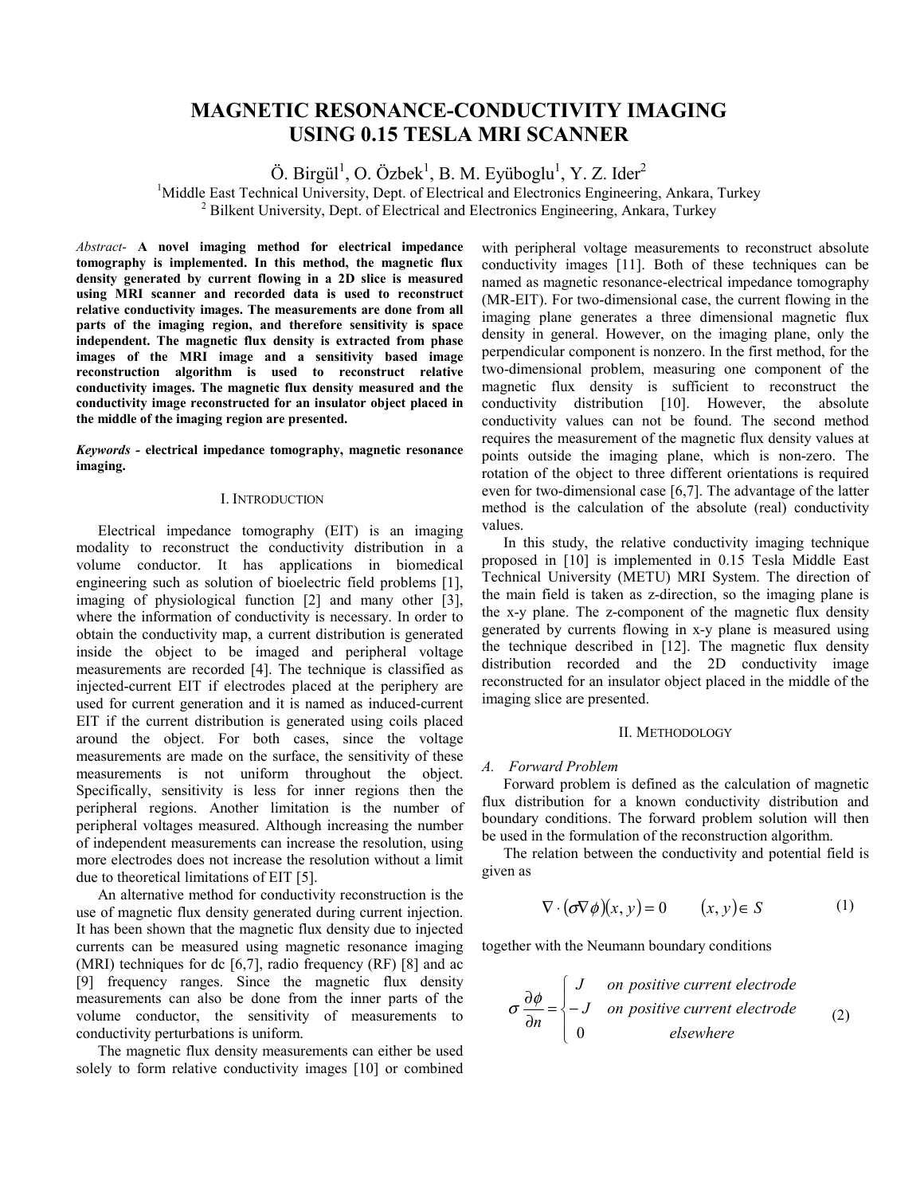# MAGNETIC RESONANCE-CONDUCTIVITY IMAGING USING 0.15 TESLA MRI SCANNER

Ö. Birgül[1], O. Özbek[1], B. M. Eyüboglu[1], Y. Z. Ider[2]

[1]Middle East Technical University, Dept. of Electrical and Electronics Engineering, Ankara, Turkey
[2] Bilkent University, Dept. of Electrical and Electronics Engineering, Ankara, Turkey

*Abstract-* **A novel imaging method for electrical impedance tomography is implemented. In this method, the magnetic flux density generated by current flowing in a 2D slice is measured using MRI scanner and recorded data is used to reconstruct relative conductivity images. The measurements are done from all parts of the imaging region, and therefore sensitivity is space independent. The magnetic flux density is extracted from phase images of the MRI image and a sensitivity based image reconstruction algorithm is used to reconstruct relative conductivity images. The magnetic flux density measured and the conductivity image reconstructed for an insulator object placed in the middle of the imaging region are presented.**

***Keywords*** **- electrical impedance tomography, magnetic resonance imaging.**

## I. INTRODUCTION

Electrical impedance tomography (EIT) is an imaging modality to reconstruct the conductivity distribution in a volume conductor. It has applications in biomedical engineering such as solution of bioelectric field problems [1], imaging of physiological function [2] and many other [3], where the information of conductivity is necessary. In order to obtain the conductivity map, a current distribution is generated inside the object to be imaged and peripheral voltage measurements are recorded [4]. The technique is classified as injected-current EIT if electrodes placed at the periphery are used for current generation and it is named as induced-current EIT if the current distribution is generated using coils placed around the object. For both cases, since the voltage measurements are made on the surface, the sensitivity of these measurements is not uniform throughout the object. Specifically, sensitivity is less for inner regions then the peripheral regions. Another limitation is the number of peripheral voltages measured. Although increasing the number of independent measurements can increase the resolution, using more electrodes does not increase the resolution without a limit due to theoretical limitations of EIT [5].

An alternative method for conductivity reconstruction is the use of magnetic flux density generated during current injection. It has been shown that the magnetic flux density due to injected currents can be measured using magnetic resonance imaging (MRI) techniques for dc [6,7], radio frequency (RF) [8] and ac [9] frequency ranges. Since the magnetic flux density measurements can also be done from the inner parts of the volume conductor, the sensitivity of measurements to conductivity perturbations is uniform.

The magnetic flux density measurements can either be used solely to form relative conductivity images [10] or combined with peripheral voltage measurements to reconstruct absolute conductivity images [11]. Both of these techniques can be named as magnetic resonance-electrical impedance tomography (MR-EIT). For two-dimensional case, the current flowing in the imaging plane generates a three dimensional magnetic flux density in general. However, on the imaging plane, only the perpendicular component is nonzero. In the first method, for the two-dimensional problem, measuring one component of the magnetic flux density is sufficient to reconstruct the conductivity distribution [10]. However, the absolute conductivity values can not be found. The second method requires the measurement of the magnetic flux density values at points outside the imaging plane, which is non-zero. The rotation of the object to three different orientations is required even for two-dimensional case [6,7]. The advantage of the latter method is the calculation of the absolute (real) conductivity values.

In this study, the relative conductivity imaging technique proposed in [10] is implemented in 0.15 Tesla Middle East Technical University (METU) MRI System. The direction of the main field is taken as z-direction, so the imaging plane is the x-y plane. The z-component of the magnetic flux density generated by currents flowing in x-y plane is measured using the technique described in [12]. The magnetic flux density distribution recorded and the 2D conductivity image reconstructed for an insulator object placed in the middle of the imaging slice are presented.

## II. METHODOLOGY

### *A. Forward Problem*

Forward problem is defined as the calculation of magnetic flux distribution for a known conductivity distribution and boundary conditions. The forward problem solution will then be used in the formulation of the reconstruction algorithm.

The relation between the conductivity and potential field is given as

$$\nabla \cdot (\sigma \nabla \phi)(x, y) = 0 \qquad (x, y) \in S \tag{1}$$

together with the Neumann boundary conditions

$$\sigma \frac{\partial \phi}{\partial n} = \begin{cases} J & \text{on positive current electrode} \\ -J & \text{on positive current electrode} \\ 0 & \text{elsewhere} \end{cases} \tag{2}$$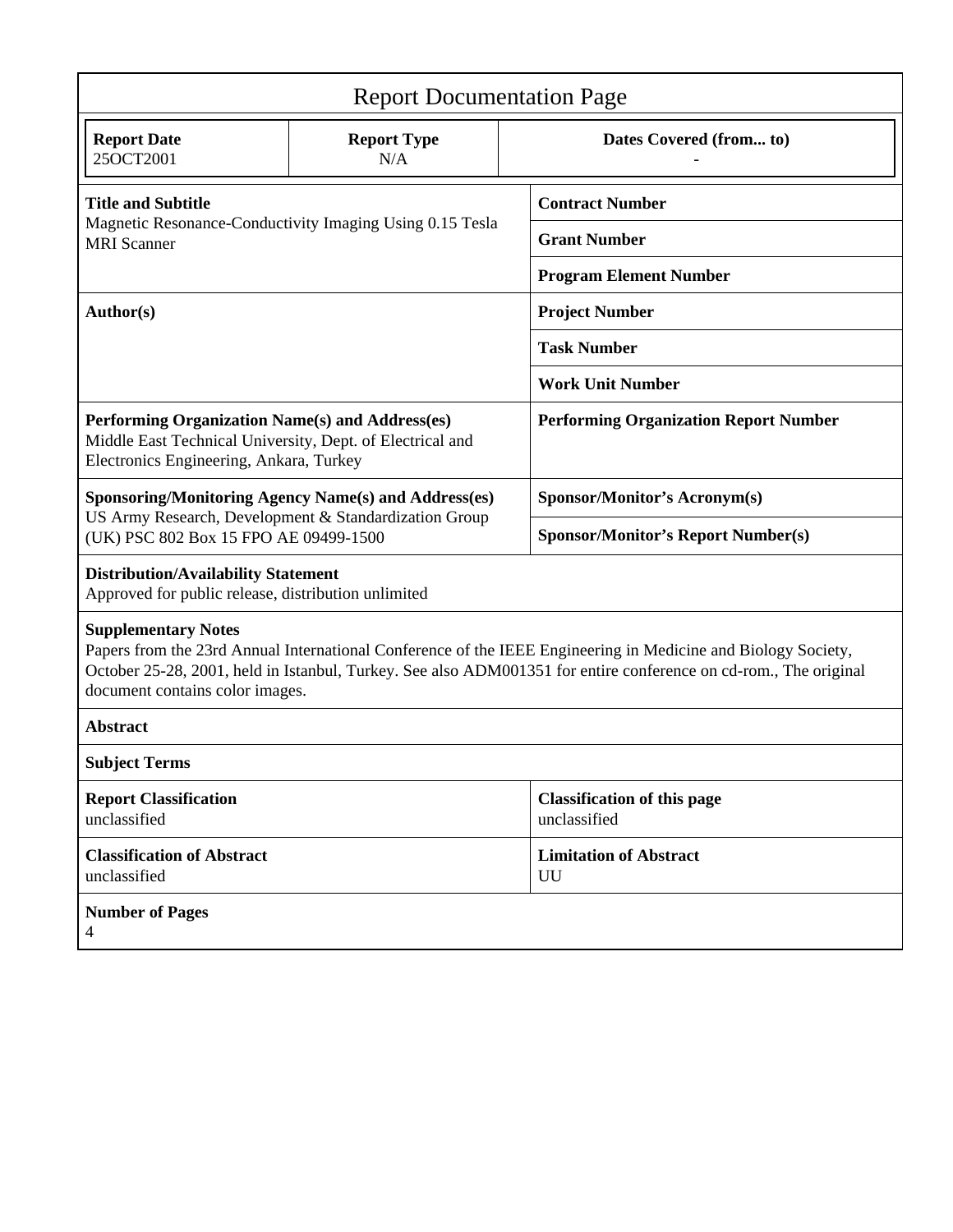# Report Documentation Page

| Report Date | Report Type | Dates Covered (from... to) |
|---|---|---|
| 25OCT2001 | N/A | - |

| | |
|---|---|
| **Title and Subtitle**<br>Magnetic Resonance-Conductivity Imaging Using 0.15 Tesla MRI Scanner | **Contract Number** |
| | **Grant Number** |
| | **Program Element Number** |
| **Author(s)** | **Project Number** |
| | **Task Number** |
| | **Work Unit Number** |
| **Performing Organization Name(s) and Address(es)**<br>Middle East Technical University, Dept. of Electrical and Electronics Engineering, Ankara, Turkey | **Performing Organization Report Number** |
| **Sponsoring/Monitoring Agency Name(s) and Address(es)**<br>US Army Research, Development & Standardization Group (UK) PSC 802 Box 15 FPO AE 09499-1500 | **Sponsor/Monitor's Acronym(s)** |
| | **Sponsor/Monitor's Report Number(s)** |

**Distribution/Availability Statement**
Approved for public release, distribution unlimited

**Supplementary Notes**
Papers from the 23rd Annual International Conference of the IEEE Engineering in Medicine and Biology Society, October 25-28, 2001, held in Istanbul, Turkey. See also ADM001351 for entire conference on cd-rom., The original document contains color images.

**Abstract**

**Subject Terms**

| | |
|---|---|
| **Report Classification**<br>unclassified | **Classification of this page**<br>unclassified |
| **Classification of Abstract**<br>unclassified | **Limitation of Abstract**<br>UU |

**Number of Pages**
4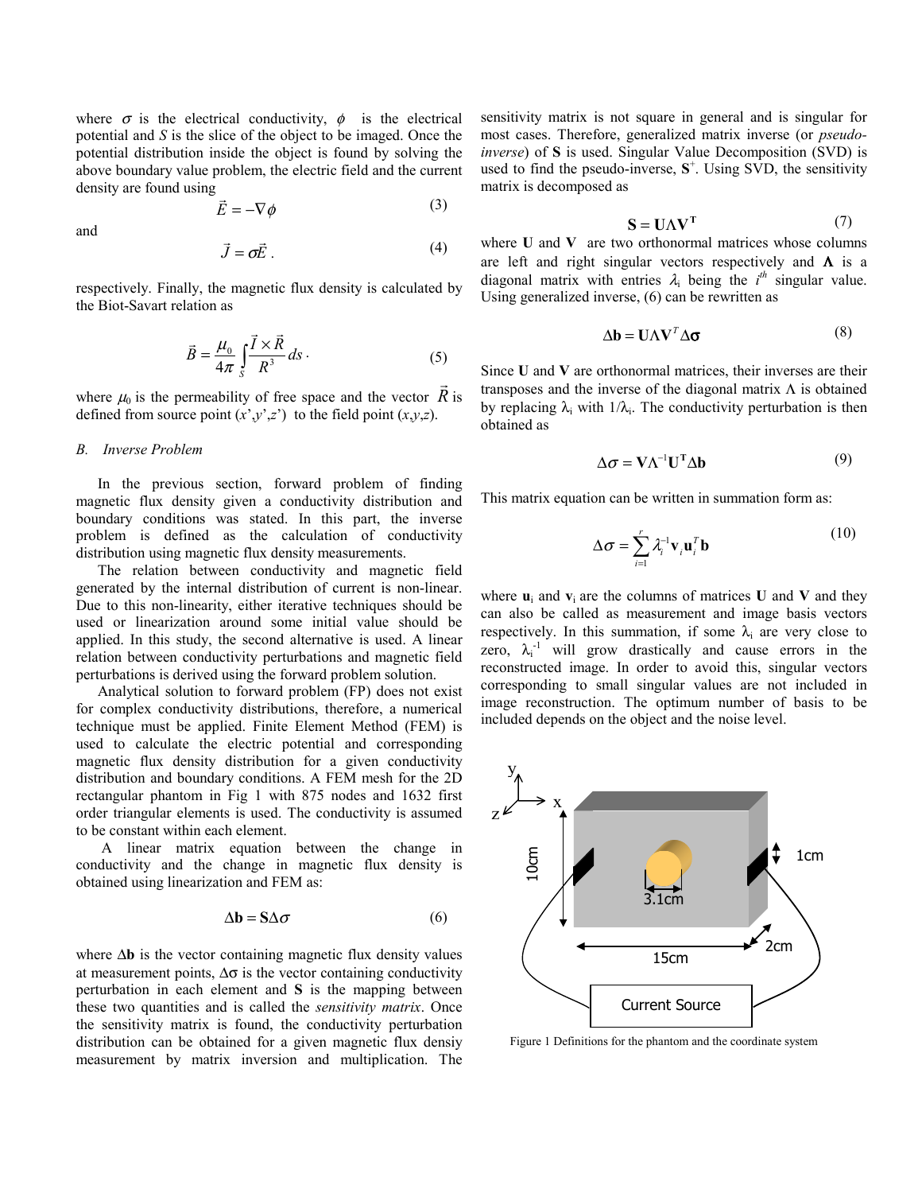where $\sigma$ is the electrical conductivity, $\phi$ is the electrical potential and $S$ is the slice of the object to be imaged. Once the potential distribution inside the object is found by solving the above boundary value problem, the electric field and the current density are found using

$$\vec{E} = -\nabla\phi \tag{3}$$

and

$$\vec{J} = \sigma\vec{E}\ . \tag{4}$$

respectively. Finally, the magnetic flux density is calculated by the Biot-Savart relation as

$$\vec{B} = \frac{\mu_0}{4\pi}\int_S \frac{\vec{I}\times\vec{R}}{R^3}\,ds\ . \tag{5}$$

where $\mu_0$ is the permeability of free space and the vector $\vec{R}$ is defined from source point ($x'$,$y'$,$z'$) to the field point ($x$,$y$,$z$).

### *B. Inverse Problem*

In the previous section, forward problem of finding magnetic flux density given a conductivity distribution and boundary conditions was stated. In this part, the inverse problem is defined as the calculation of conductivity distribution using magnetic flux density measurements.

The relation between conductivity and magnetic field generated by the internal distribution of current is non-linear. Due to this non-linearity, either iterative techniques should be used or linearization around some initial value should be applied. In this study, the second alternative is used. A linear relation between conductivity perturbations and magnetic field perturbations is derived using the forward problem solution.

Analytical solution to forward problem (FP) does not exist for complex conductivity distributions, therefore, a numerical technique must be applied. Finite Element Method (FEM) is used to calculate the electric potential and corresponding magnetic flux density distribution for a given conductivity distribution and boundary conditions. A FEM mesh for the 2D rectangular phantom in Fig 1 with 875 nodes and 1632 first order triangular elements is used. The conductivity is assumed to be constant within each element.

A linear matrix equation between the change in conductivity and the change in magnetic flux density is obtained using linearization and FEM as:

$$\Delta\mathbf{b} = \mathbf{S}\Delta\sigma \tag{6}$$

where $\Delta\mathbf{b}$ is the vector containing magnetic flux density values at measurement points, $\Delta\sigma$ is the vector containing conductivity perturbation in each element and $\mathbf{S}$ is the mapping between these two quantities and is called the *sensitivity matrix*. Once the sensitivity matrix is found, the conductivity perturbation distribution can be obtained for a given magnetic flux densiy measurement by matrix inversion and multiplication. The sensitivity matrix is not square in general and is singular for most cases. Therefore, generalized matrix inverse (or *pseudo-inverse*) of $\mathbf{S}$ is used. Singular Value Decomposition (SVD) is used to find the pseudo-inverse, $\mathbf{S}^{+}$. Using SVD, the sensitivity matrix is decomposed as

$$\mathbf{S} = \mathbf{U}\mathbf{\Lambda}\mathbf{V}^{\mathbf{T}} \tag{7}$$

where $\mathbf{U}$ and $\mathbf{V}$ are two orthonormal matrices whose columns are left and right singular vectors respectively and $\mathbf{\Lambda}$ is a diagonal matrix with entries $\lambda_i$ being the $i^{th}$ singular value. Using generalized inverse, (6) can be rewritten as

$$\Delta\mathbf{b} = \mathbf{U}\mathbf{\Lambda}\mathbf{V}^{T}\Delta\boldsymbol{\sigma} \tag{8}$$

Since $\mathbf{U}$ and $\mathbf{V}$ are orthonormal matrices, their inverses are their transposes and the inverse of the diagonal matrix $\Lambda$ is obtained by replacing $\lambda_i$ with $1/\lambda_i$. The conductivity perturbation is then obtained as

$$\Delta\sigma = \mathbf{V}\Lambda^{-1}\mathbf{U}^{\mathbf{T}}\Delta\mathbf{b} \tag{9}$$

This matrix equation can be written in summation form as:

$$\Delta\sigma = \sum_{i=1}^{r}\lambda_i^{-1}\mathbf{v}_i\mathbf{u}_i^{T}\mathbf{b} \tag{10}$$

where $\mathbf{u}_i$ and $\mathbf{v}_i$ are the columns of matrices $\mathbf{U}$ and $\mathbf{V}$ and they can also be called as measurement and image basis vectors respectively. In this summation, if some $\lambda_i$ are very close to zero, $\lambda_i^{-1}$ will grow drastically and cause errors in the reconstructed image. In order to avoid this, singular vectors corresponding to small singular values are not included in image reconstruction. The optimum number of basis to be included depends on the object and the noise level.

Figure 1 Definitions for the phantom and the coordinate system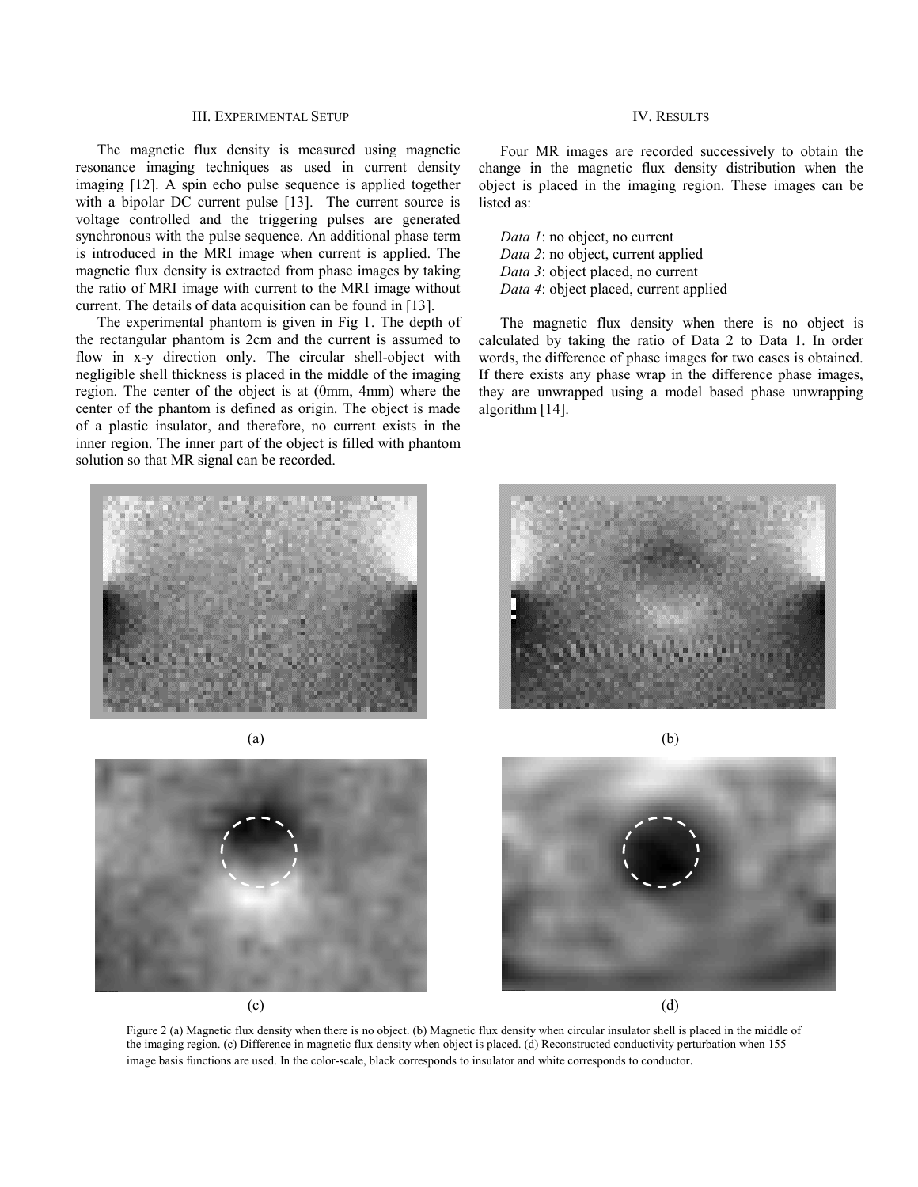## III. Experimental Setup

The magnetic flux density is measured using magnetic resonance imaging techniques as used in current density imaging [12]. A spin echo pulse sequence is applied together with a bipolar DC current pulse [13]. The current source is voltage controlled and the triggering pulses are generated synchronous with the pulse sequence. An additional phase term is introduced in the MRI image when current is applied. The magnetic flux density is extracted from phase images by taking the ratio of MRI image with current to the MRI image without current. The details of data acquisition can be found in [13].

The experimental phantom is given in Fig 1. The depth of the rectangular phantom is 2cm and the current is assumed to flow in x-y direction only. The circular shell-object with negligible shell thickness is placed in the middle of the imaging region. The center of the object is at (0mm, 4mm) where the center of the phantom is defined as origin. The object is made of a plastic insulator, and therefore, no current exists in the inner region. The inner part of the object is filled with phantom solution so that MR signal can be recorded.

## IV. Results

Four MR images are recorded successively to obtain the change in the magnetic flux density distribution when the object is placed in the imaging region. These images can be listed as:

*Data 1*: no object, no current
*Data 2*: no object, current applied
*Data 3*: object placed, no current
*Data 4*: object placed, current applied

The magnetic flux density when there is no object is calculated by taking the ratio of Data 2 to Data 1. In order words, the difference of phase images for two cases is obtained. If there exists any phase wrap in the difference phase images, they are unwrapped using a model based phase unwrapping algorithm [14].

(a)

(b)

(c)

(d)

Figure 2 (a) Magnetic flux density when there is no object. (b) Magnetic flux density when circular insulator shell is placed in the middle of the imaging region. (c) Difference in magnetic flux density when object is placed. (d) Reconstructed conductivity perturbation when 155 image basis functions are used. In the color-scale, black corresponds to insulator and white corresponds to conductor.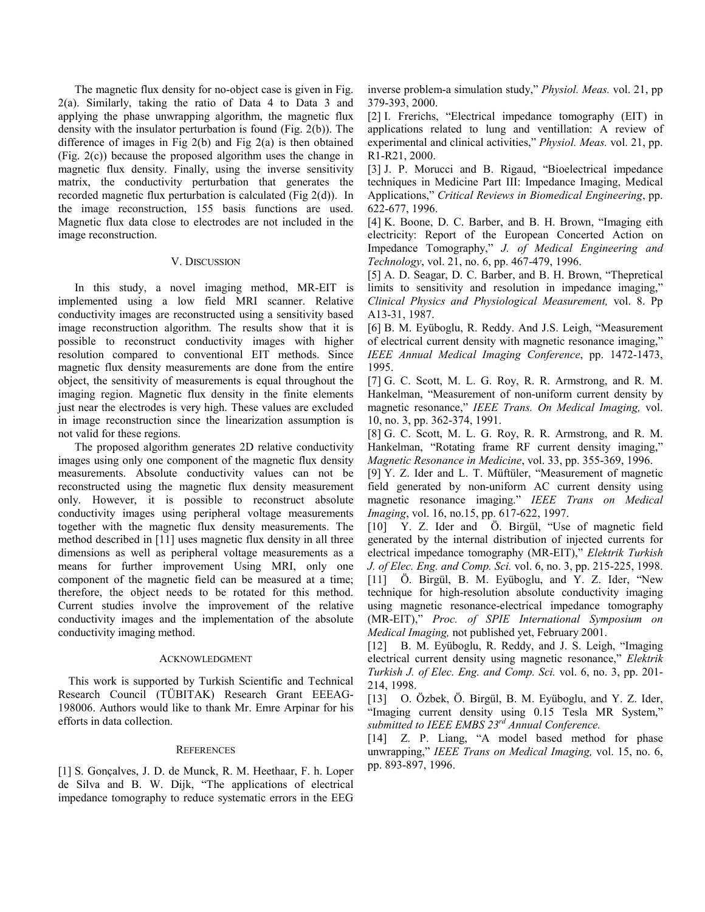The magnetic flux density for no-object case is given in Fig. 2(a). Similarly, taking the ratio of Data 4 to Data 3 and applying the phase unwrapping algorithm, the magnetic flux density with the insulator perturbation is found (Fig. 2(b)). The difference of images in Fig 2(b) and Fig 2(a) is then obtained (Fig. 2(c)) because the proposed algorithm uses the change in magnetic flux density. Finally, using the inverse sensitivity matrix, the conductivity perturbation that generates the recorded magnetic flux perturbation is calculated (Fig 2(d)). In the image reconstruction, 155 basis functions are used. Magnetic flux data close to electrodes are not included in the image reconstruction.

## V. Discussion

In this study, a novel imaging method, MR-EIT is implemented using a low field MRI scanner. Relative conductivity images are reconstructed using a sensitivity based image reconstruction algorithm. The results show that it is possible to reconstruct conductivity images with higher resolution compared to conventional EIT methods. Since magnetic flux density measurements are done from the entire object, the sensitivity of measurements is equal throughout the imaging region. Magnetic flux density in the finite elements just near the electrodes is very high. These values are excluded in image reconstruction since the linearization assumption is not valid for these regions.

The proposed algorithm generates 2D relative conductivity images using only one component of the magnetic flux density measurements. Absolute conductivity values can not be reconstructed using the magnetic flux density measurement only. However, it is possible to reconstruct absolute conductivity images using peripheral voltage measurements together with the magnetic flux density measurements. The method described in [11] uses magnetic flux density in all three dimensions as well as peripheral voltage measurements as a means for further improvement Using MRI, only one component of the magnetic field can be measured at a time; therefore, the object needs to be rotated for this method. Current studies involve the improvement of the relative conductivity images and the implementation of the absolute conductivity imaging method.

## Acknowledgment

This work is supported by Turkish Scientific and Technical Research Council (TÜBITAK) Research Grant EEEAG-198006. Authors would like to thank Mr. Emre Arpinar for his efforts in data collection.

## References

[1] S. Gonçalves, J. D. de Munck, R. M. Heethaar, F. h. Loper de Silva and B. W. Dijk, "The applications of electrical impedance tomography to reduce systematic errors in the EEG inverse problem-a simulation study," *Physiol. Meas.* vol. 21, pp 379-393, 2000.

[2] I. Frerichs, "Electrical impedance tomography (EIT) in applications related to lung and ventillation: A review of experimental and clinical activities," *Physiol. Meas.* vol. 21, pp. R1-R21, 2000.

[3] J. P. Morucci and B. Rigaud, "Bioelectrical impedance techniques in Medicine Part III: Impedance Imaging, Medical Applications," *Critical Reviews in Biomedical Engineering*, pp. 622-677, 1996.

[4] K. Boone, D. C. Barber, and B. H. Brown, "Imaging eith electricity: Report of the European Concerted Action on Impedance Tomography," *J. of Medical Engineering and Technology*, vol. 21, no. 6, pp. 467-479, 1996.

[5] A. D. Seagar, D. C. Barber, and B. H. Brown, "Thepretical limits to sensitivity and resolution in impedance imaging," *Clinical Physics and Physiological Measurement,* vol. 8. Pp A13-31, 1987.

[6] B. M. Eyüboglu, R. Reddy. And J.S. Leigh, "Measurement of electrical current density with magnetic resonance imaging," *IEEE Annual Medical Imaging Conference*, pp. 1472-1473, 1995.

[7] G. C. Scott, M. L. G. Roy, R. R. Armstrong, and R. M. Hankelman, "Measurement of non-uniform current density by magnetic resonance," *IEEE Trans. On Medical Imaging,* vol. 10, no. 3, pp. 362-374, 1991.

[8] G. C. Scott, M. L. G. Roy, R. R. Armstrong, and R. M. Hankelman, "Rotating frame RF current density imaging," *Magnetic Resonance in Medicine*, vol. 33, pp. 355-369, 1996.

[9] Y. Z. Ider and L. T. Müftüler, "Measurement of magnetic field generated by non-uniform AC current density using magnetic resonance imaging." *IEEE Trans on Medical Imaging*, vol. 16, no.15, pp. 617-622, 1997.

[10] Y. Z. Ider and Ö. Birgül, "Use of magnetic field generated by the internal distribution of injected currents for electrical impedance tomography (MR-EIT)," *Elektrik Turkish J. of Elec. Eng. and Comp. Sci.* vol. 6, no. 3, pp. 215-225, 1998.

[11] Ö. Birgül, B. M. Eyüboglu, and Y. Z. Ider, "New technique for high-resolution absolute conductivity imaging using magnetic resonance-electrical impedance tomography (MR-EIT)," *Proc. of SPIE International Symposium on Medical Imaging,* not published yet, February 2001.

[12] B. M. Eyüboglu, R. Reddy, and J. S. Leigh, "Imaging electrical current density using magnetic resonance," *Elektrik Turkish J. of Elec. Eng. and Comp. Sci.* vol. 6, no. 3, pp. 201-214, 1998.

[13] O. Özbek, Ö. Birgül, B. M. Eyüboglu, and Y. Z. Ider, "Imaging current density using 0.15 Tesla MR System," *submitted to IEEE EMBS 23rd Annual Conference.*

[14] Z. P. Liang, "A model based method for phase unwrapping," *IEEE Trans on Medical Imaging,* vol. 15, no. 6, pp. 893-897, 1996.